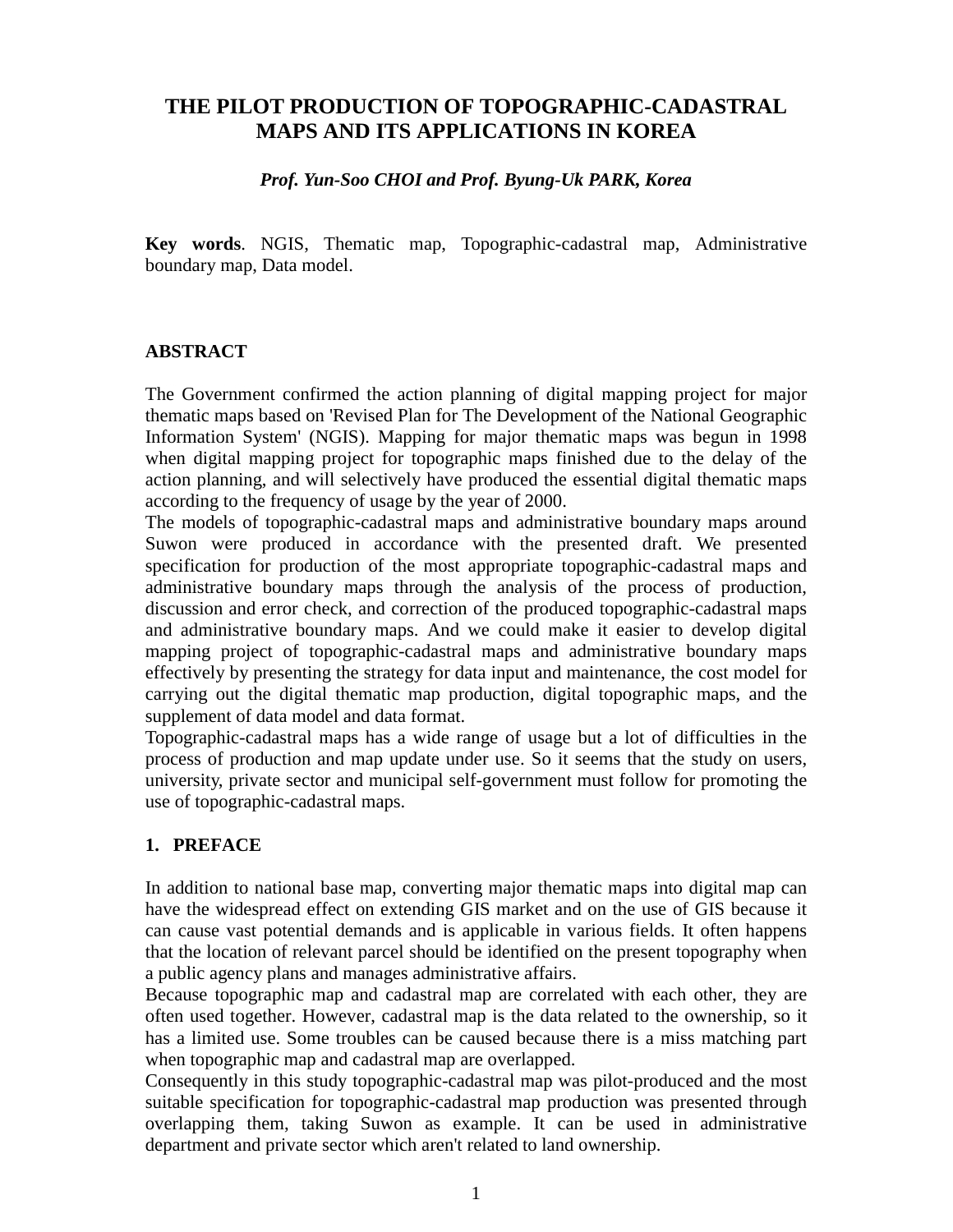# THE PILOT PRODUCTION OF TOPOGRAPHIC-CADASTRAL MAPS AND ITS APPLICATIONS IN KOREA

***Prof. Yun-Soo CHOI and Prof. Byung-Uk PARK, Korea***

**Key words**. NGIS, Thematic map, Topographic-cadastral map, Administrative boundary map, Data model.

## ABSTRACT

The Government confirmed the action planning of digital mapping project for major thematic maps based on 'Revised Plan for The Development of the National Geographic Information System' (NGIS). Mapping for major thematic maps was begun in 1998 when digital mapping project for topographic maps finished due to the delay of the action planning, and will selectively have produced the essential digital thematic maps according to the frequency of usage by the year of 2000.

The models of topographic-cadastral maps and administrative boundary maps around Suwon were produced in accordance with the presented draft. We presented specification for production of the most appropriate topographic-cadastral maps and administrative boundary maps through the analysis of the process of production, discussion and error check, and correction of the produced topographic-cadastral maps and administrative boundary maps. And we could make it easier to develop digital mapping project of topographic-cadastral maps and administrative boundary maps effectively by presenting the strategy for data input and maintenance, the cost model for carrying out the digital thematic map production, digital topographic maps, and the supplement of data model and data format.

Topographic-cadastral maps has a wide range of usage but a lot of difficulties in the process of production and map update under use. So it seems that the study on users, university, private sector and municipal self-government must follow for promoting the use of topographic-cadastral maps.

## 1. PREFACE

In addition to national base map, converting major thematic maps into digital map can have the widespread effect on extending GIS market and on the use of GIS because it can cause vast potential demands and is applicable in various fields. It often happens that the location of relevant parcel should be identified on the present topography when a public agency plans and manages administrative affairs.

Because topographic map and cadastral map are correlated with each other, they are often used together. However, cadastral map is the data related to the ownership, so it has a limited use. Some troubles can be caused because there is a miss matching part when topographic map and cadastral map are overlapped.

Consequently in this study topographic-cadastral map was pilot-produced and the most suitable specification for topographic-cadastral map production was presented through overlapping them, taking Suwon as example. It can be used in administrative department and private sector which aren't related to land ownership.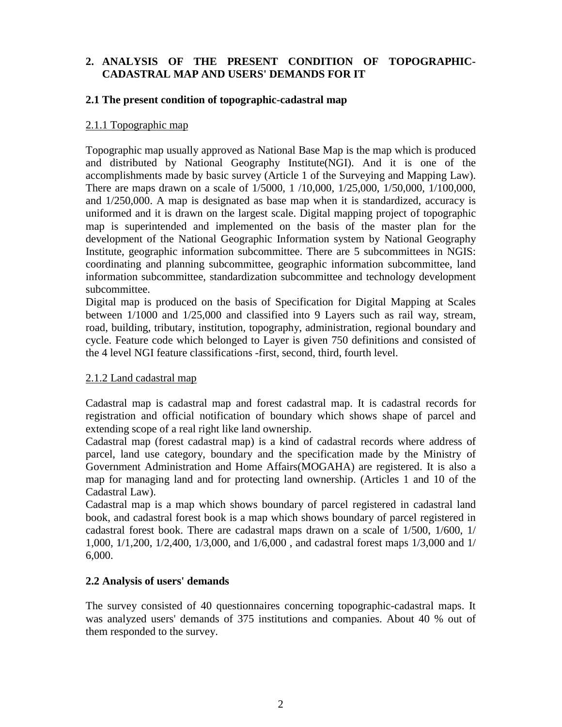## 2. ANALYSIS OF THE PRESENT CONDITION OF TOPOGRAPHIC-CADASTRAL MAP AND USERS' DEMANDS FOR IT

### 2.1 The present condition of topographic-cadastral map

#### 2.1.1 Topographic map

Topographic map usually approved as National Base Map is the map which is produced and distributed by National Geography Institute(NGI). And it is one of the accomplishments made by basic survey (Article 1 of the Surveying and Mapping Law). There are maps drawn on a scale of 1/5000, 1 /10,000, 1/25,000, 1/50,000, 1/100,000, and 1/250,000. A map is designated as base map when it is standardized, accuracy is uniformed and it is drawn on the largest scale. Digital mapping project of topographic map is superintended and implemented on the basis of the master plan for the development of the National Geographic Information system by National Geography Institute, geographic information subcommittee. There are 5 subcommittees in NGIS: coordinating and planning subcommittee, geographic information subcommittee, land information subcommittee, standardization subcommittee and technology development subcommittee.

Digital map is produced on the basis of Specification for Digital Mapping at Scales between 1/1000 and 1/25,000 and classified into 9 Layers such as rail way, stream, road, building, tributary, institution, topography, administration, regional boundary and cycle. Feature code which belonged to Layer is given 750 definitions and consisted of the 4 level NGI feature classifications -first, second, third, fourth level.

#### 2.1.2 Land cadastral map

Cadastral map is cadastral map and forest cadastral map. It is cadastral records for registration and official notification of boundary which shows shape of parcel and extending scope of a real right like land ownership.

Cadastral map (forest cadastral map) is a kind of cadastral records where address of parcel, land use category, boundary and the specification made by the Ministry of Government Administration and Home Affairs(MOGAHA) are registered. It is also a map for managing land and for protecting land ownership. (Articles 1 and 10 of the Cadastral Law).

Cadastral map is a map which shows boundary of parcel registered in cadastral land book, and cadastral forest book is a map which shows boundary of parcel registered in cadastral forest book. There are cadastral maps drawn on a scale of 1/500, 1/600, 1/ 1,000, 1/1,200, 1/2,400, 1/3,000, and 1/6,000 , and cadastral forest maps 1/3,000 and 1/ 6,000.

### 2.2 Analysis of users' demands

The survey consisted of 40 questionnaires concerning topographic-cadastral maps. It was analyzed users' demands of 375 institutions and companies. About 40 % out of them responded to the survey.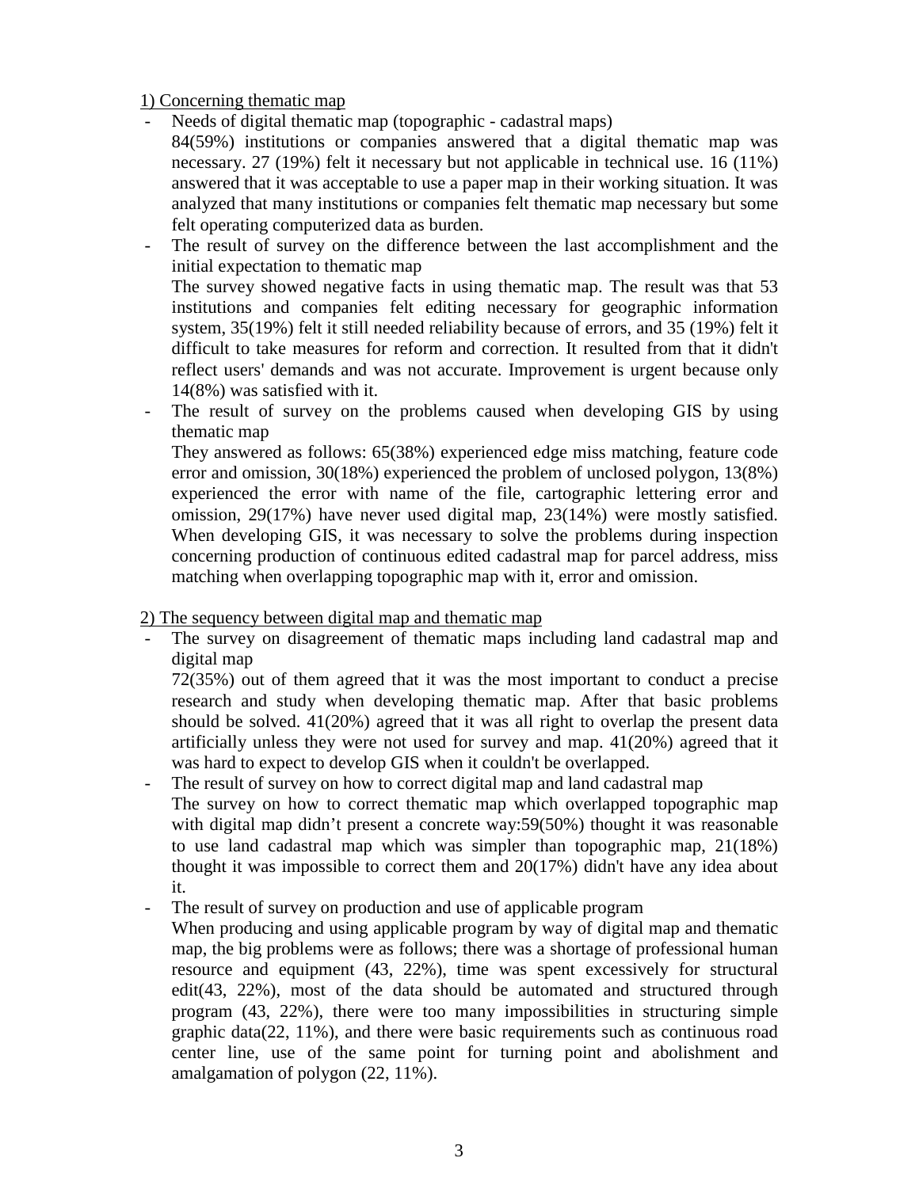1) Concerning thematic map

- Needs of digital thematic map (topographic - cadastral maps)
  84(59%) institutions or companies answered that a digital thematic map was necessary. 27 (19%) felt it necessary but not applicable in technical use. 16 (11%) answered that it was acceptable to use a paper map in their working situation. It was analyzed that many institutions or companies felt thematic map necessary but some felt operating computerized data as burden.
- The result of survey on the difference between the last accomplishment and the initial expectation to thematic map
  The survey showed negative facts in using thematic map. The result was that 53 institutions and companies felt editing necessary for geographic information system, 35(19%) felt it still needed reliability because of errors, and 35 (19%) felt it difficult to take measures for reform and correction. It resulted from that it didn't reflect users' demands and was not accurate. Improvement is urgent because only 14(8%) was satisfied with it.
- The result of survey on the problems caused when developing GIS by using thematic map
  They answered as follows: 65(38%) experienced edge miss matching, feature code error and omission, 30(18%) experienced the problem of unclosed polygon, 13(8%) experienced the error with name of the file, cartographic lettering error and omission, 29(17%) have never used digital map, 23(14%) were mostly satisfied. When developing GIS, it was necessary to solve the problems during inspection concerning production of continuous edited cadastral map for parcel address, miss matching when overlapping topographic map with it, error and omission.

2) The sequency between digital map and thematic map

- The survey on disagreement of thematic maps including land cadastral map and digital map
  72(35%) out of them agreed that it was the most important to conduct a precise research and study when developing thematic map. After that basic problems should be solved. 41(20%) agreed that it was all right to overlap the present data artificially unless they were not used for survey and map. 41(20%) agreed that it was hard to expect to develop GIS when it couldn't be overlapped.
- The result of survey on how to correct digital map and land cadastral map
  The survey on how to correct thematic map which overlapped topographic map with digital map didn’t present a concrete way:59(50%) thought it was reasonable to use land cadastral map which was simpler than topographic map, 21(18%) thought it was impossible to correct them and 20(17%) didn't have any idea about it.
- The result of survey on production and use of applicable program
  When producing and using applicable program by way of digital map and thematic map, the big problems were as follows; there was a shortage of professional human resource and equipment (43, 22%), time was spent excessively for structural edit(43, 22%), most of the data should be automated and structured through program (43, 22%), there were too many impossibilities in structuring simple graphic data(22, 11%), and there were basic requirements such as continuous road center line, use of the same point for turning point and abolishment and amalgamation of polygon (22, 11%).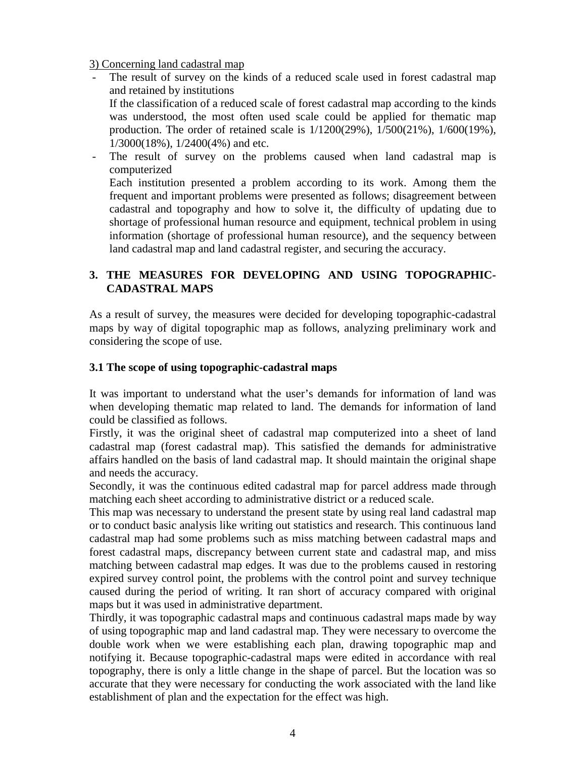3) Concerning land cadastral map

- The result of survey on the kinds of a reduced scale used in forest cadastral map and retained by institutions

  If the classification of a reduced scale of forest cadastral map according to the kinds was understood, the most often used scale could be applied for thematic map production. The order of retained scale is 1/1200(29%), 1/500(21%), 1/600(19%), 1/3000(18%), 1/2400(4%) and etc.

- The result of survey on the problems caused when land cadastral map is computerized

  Each institution presented a problem according to its work. Among them the frequent and important problems were presented as follows; disagreement between cadastral and topography and how to solve it, the difficulty of updating due to shortage of professional human resource and equipment, technical problem in using information (shortage of professional human resource), and the sequency between land cadastral map and land cadastral register, and securing the accuracy.

## 3. THE MEASURES FOR DEVELOPING AND USING TOPOGRAPHIC-CADASTRAL MAPS

As a result of survey, the measures were decided for developing topographic-cadastral maps by way of digital topographic map as follows, analyzing preliminary work and considering the scope of use.

### 3.1 The scope of using topographic-cadastral maps

It was important to understand what the user's demands for information of land was when developing thematic map related to land. The demands for information of land could be classified as follows.

Firstly, it was the original sheet of cadastral map computerized into a sheet of land cadastral map (forest cadastral map). This satisfied the demands for administrative affairs handled on the basis of land cadastral map. It should maintain the original shape and needs the accuracy.

Secondly, it was the continuous edited cadastral map for parcel address made through matching each sheet according to administrative district or a reduced scale.

This map was necessary to understand the present state by using real land cadastral map or to conduct basic analysis like writing out statistics and research. This continuous land cadastral map had some problems such as miss matching between cadastral maps and forest cadastral maps, discrepancy between current state and cadastral map, and miss matching between cadastral map edges. It was due to the problems caused in restoring expired survey control point, the problems with the control point and survey technique caused during the period of writing. It ran short of accuracy compared with original maps but it was used in administrative department.

Thirdly, it was topographic cadastral maps and continuous cadastral maps made by way of using topographic map and land cadastral map. They were necessary to overcome the double work when we were establishing each plan, drawing topographic map and notifying it. Because topographic-cadastral maps were edited in accordance with real topography, there is only a little change in the shape of parcel. But the location was so accurate that they were necessary for conducting the work associated with the land like establishment of plan and the expectation for the effect was high.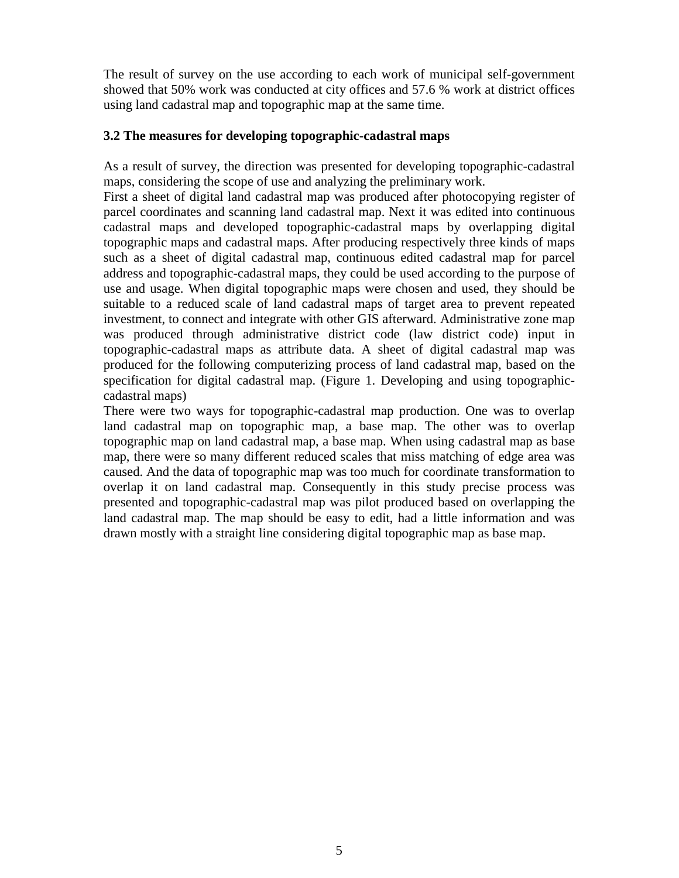The result of survey on the use according to each work of municipal self-government showed that 50% work was conducted at city offices and 57.6 % work at district offices using land cadastral map and topographic map at the same time.

### 3.2 The measures for developing topographic-cadastral maps

As a result of survey, the direction was presented for developing topographic-cadastral maps, considering the scope of use and analyzing the preliminary work.

First a sheet of digital land cadastral map was produced after photocopying register of parcel coordinates and scanning land cadastral map. Next it was edited into continuous cadastral maps and developed topographic-cadastral maps by overlapping digital topographic maps and cadastral maps. After producing respectively three kinds of maps such as a sheet of digital cadastral map, continuous edited cadastral map for parcel address and topographic-cadastral maps, they could be used according to the purpose of use and usage. When digital topographic maps were chosen and used, they should be suitable to a reduced scale of land cadastral maps of target area to prevent repeated investment, to connect and integrate with other GIS afterward. Administrative zone map was produced through administrative district code (law district code) input in topographic-cadastral maps as attribute data. A sheet of digital cadastral map was produced for the following computerizing process of land cadastral map, based on the specification for digital cadastral map. (Figure 1. Developing and using topographic-cadastral maps)

There were two ways for topographic-cadastral map production. One was to overlap land cadastral map on topographic map, a base map. The other was to overlap topographic map on land cadastral map, a base map. When using cadastral map as base map, there were so many different reduced scales that miss matching of edge area was caused. And the data of topographic map was too much for coordinate transformation to overlap it on land cadastral map. Consequently in this study precise process was presented and topographic-cadastral map was pilot produced based on overlapping the land cadastral map. The map should be easy to edit, had a little information and was drawn mostly with a straight line considering digital topographic map as base map.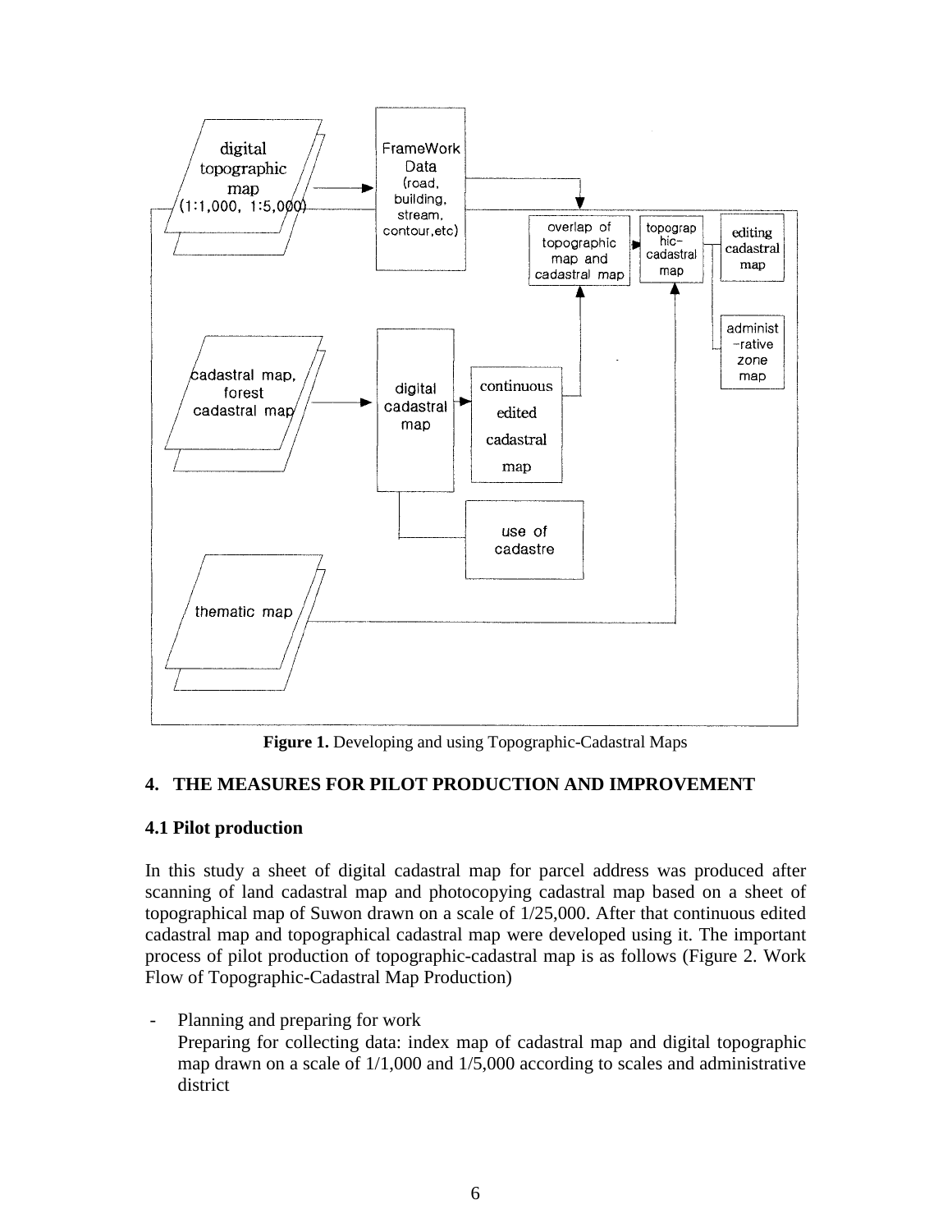**Figure 1.** Developing and using Topographic-Cadastral Maps

## 4. THE MEASURES FOR PILOT PRODUCTION AND IMPROVEMENT

### 4.1 Pilot production

In this study a sheet of digital cadastral map for parcel address was produced after scanning of land cadastral map and photocopying cadastral map based on a sheet of topographical map of Suwon drawn on a scale of 1/25,000. After that continuous edited cadastral map and topographical cadastral map were developed using it. The important process of pilot production of topographic-cadastral map is as follows (Figure 2. Work Flow of Topographic-Cadastral Map Production)

- Planning and preparing for work
  Preparing for collecting data: index map of cadastral map and digital topographic map drawn on a scale of 1/1,000 and 1/5,000 according to scales and administrative district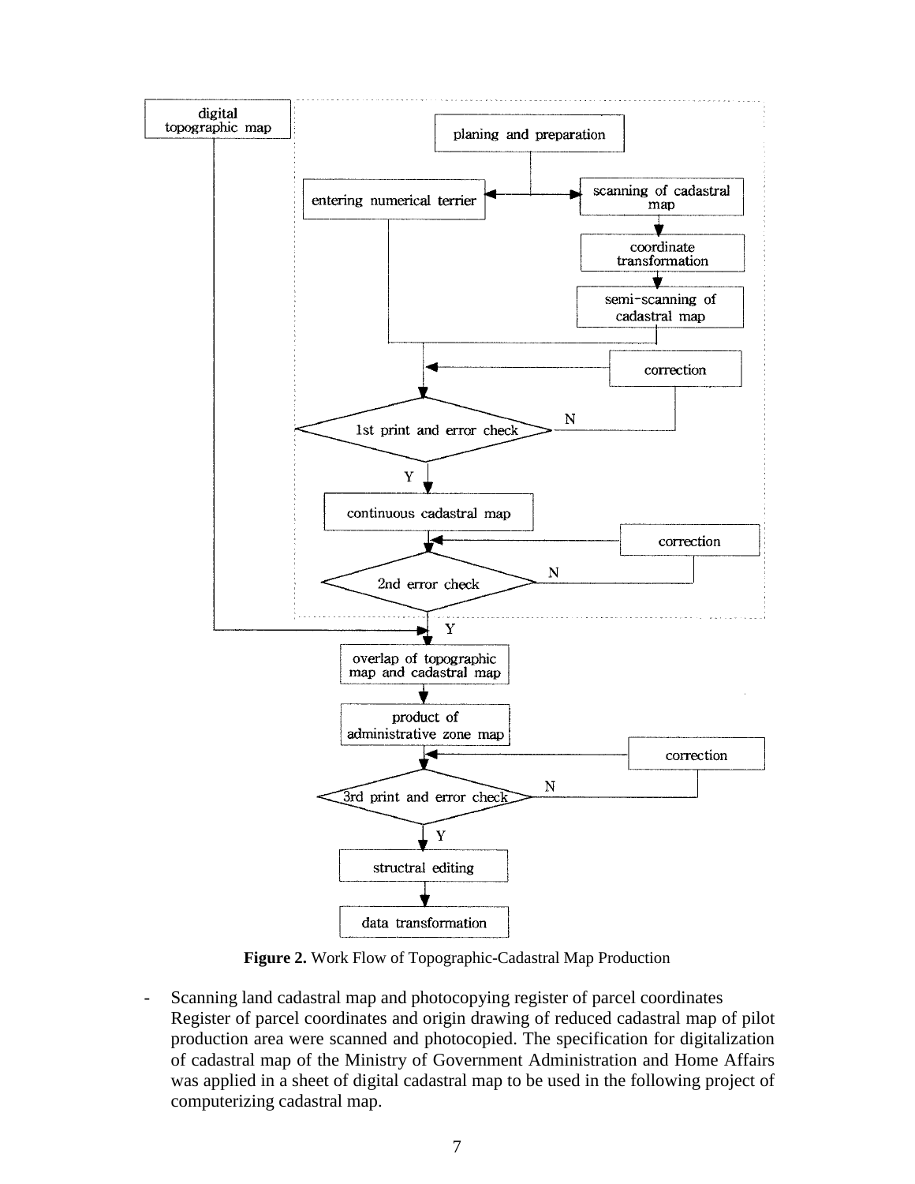**Figure 2.** Work Flow of Topographic-Cadastral Map Production

- Scanning land cadastral map and photocopying register of parcel coordinates
  Register of parcel coordinates and origin drawing of reduced cadastral map of pilot production area were scanned and photocopied. The specification for digitalization of cadastral map of the Ministry of Government Administration and Home Affairs was applied in a sheet of digital cadastral map to be used in the following project of computerizing cadastral map.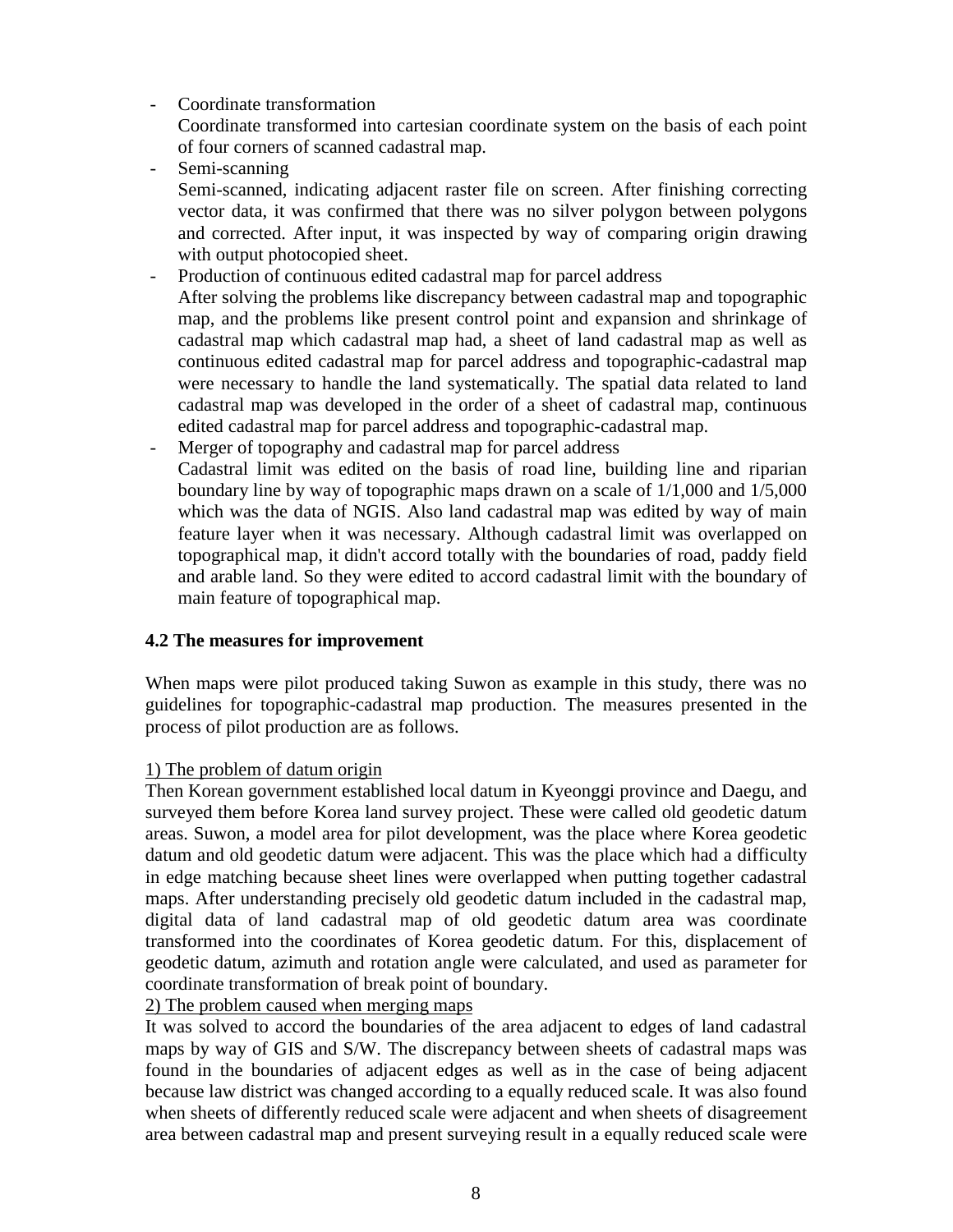- Coordinate transformation
  Coordinate transformed into cartesian coordinate system on the basis of each point of four corners of scanned cadastral map.
- Semi-scanning
  Semi-scanned, indicating adjacent raster file on screen. After finishing correcting vector data, it was confirmed that there was no silver polygon between polygons and corrected. After input, it was inspected by way of comparing origin drawing with output photocopied sheet.
- Production of continuous edited cadastral map for parcel address
  After solving the problems like discrepancy between cadastral map and topographic map, and the problems like present control point and expansion and shrinkage of cadastral map which cadastral map had, a sheet of land cadastral map as well as continuous edited cadastral map for parcel address and topographic-cadastral map were necessary to handle the land systematically. The spatial data related to land cadastral map was developed in the order of a sheet of cadastral map, continuous edited cadastral map for parcel address and topographic-cadastral map.
- Merger of topography and cadastral map for parcel address
  Cadastral limit was edited on the basis of road line, building line and riparian boundary line by way of topographic maps drawn on a scale of 1/1,000 and 1/5,000 which was the data of NGIS. Also land cadastral map was edited by way of main feature layer when it was necessary. Although cadastral limit was overlapped on topographical map, it didn't accord totally with the boundaries of road, paddy field and arable land. So they were edited to accord cadastral limit with the boundary of main feature of topographical map.

### 4.2 The measures for improvement

When maps were pilot produced taking Suwon as example in this study, there was no guidelines for topographic-cadastral map production. The measures presented in the process of pilot production are as follows.

<u>1) The problem of datum origin</u>

Then Korean government established local datum in Kyeonggi province and Daegu, and surveyed them before Korea land survey project. These were called old geodetic datum areas. Suwon, a model area for pilot development, was the place where Korea geodetic datum and old geodetic datum were adjacent. This was the place which had a difficulty in edge matching because sheet lines were overlapped when putting together cadastral maps. After understanding precisely old geodetic datum included in the cadastral map, digital data of land cadastral map of old geodetic datum area was coordinate transformed into the coordinates of Korea geodetic datum. For this, displacement of geodetic datum, azimuth and rotation angle were calculated, and used as parameter for coordinate transformation of break point of boundary.

<u>2) The problem caused when merging maps</u>

It was solved to accord the boundaries of the area adjacent to edges of land cadastral maps by way of GIS and S/W. The discrepancy between sheets of cadastral maps was found in the boundaries of adjacent edges as well as in the case of being adjacent because law district was changed according to a equally reduced scale. It was also found when sheets of differently reduced scale were adjacent and when sheets of disagreement area between cadastral map and present surveying result in a equally reduced scale were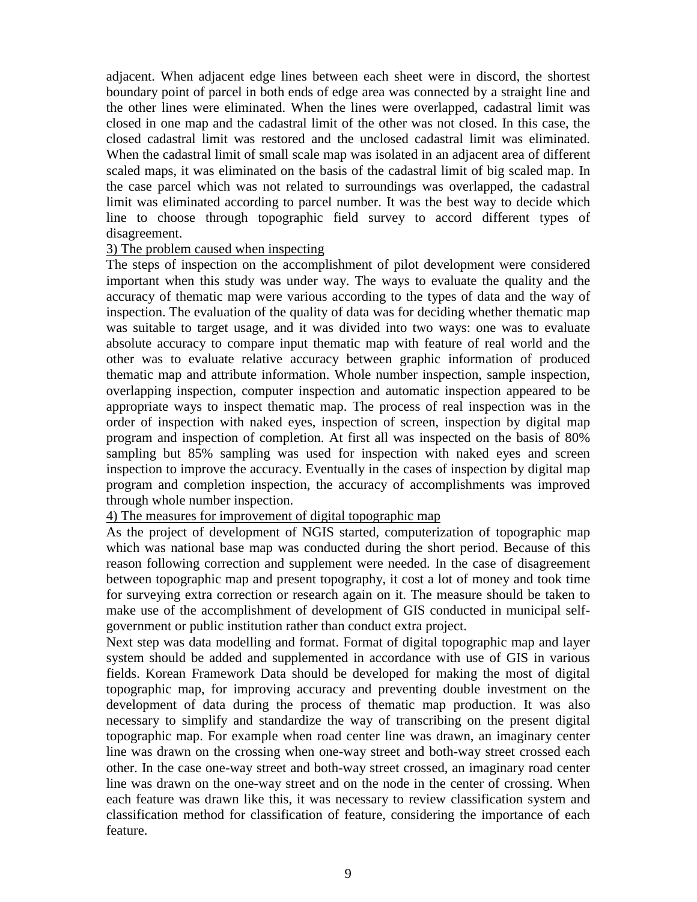adjacent. When adjacent edge lines between each sheet were in discord, the shortest boundary point of parcel in both ends of edge area was connected by a straight line and the other lines were eliminated. When the lines were overlapped, cadastral limit was closed in one map and the cadastral limit of the other was not closed. In this case, the closed cadastral limit was restored and the unclosed cadastral limit was eliminated. When the cadastral limit of small scale map was isolated in an adjacent area of different scaled maps, it was eliminated on the basis of the cadastral limit of big scaled map. In the case parcel which was not related to surroundings was overlapped, the cadastral limit was eliminated according to parcel number. It was the best way to decide which line to choose through topographic field survey to accord different types of disagreement.

<u>3) The problem caused when inspecting</u>

The steps of inspection on the accomplishment of pilot development were considered important when this study was under way. The ways to evaluate the quality and the accuracy of thematic map were various according to the types of data and the way of inspection. The evaluation of the quality of data was for deciding whether thematic map was suitable to target usage, and it was divided into two ways: one was to evaluate absolute accuracy to compare input thematic map with feature of real world and the other was to evaluate relative accuracy between graphic information of produced thematic map and attribute information. Whole number inspection, sample inspection, overlapping inspection, computer inspection and automatic inspection appeared to be appropriate ways to inspect thematic map. The process of real inspection was in the order of inspection with naked eyes, inspection of screen, inspection by digital map program and inspection of completion. At first all was inspected on the basis of 80% sampling but 85% sampling was used for inspection with naked eyes and screen inspection to improve the accuracy. Eventually in the cases of inspection by digital map program and completion inspection, the accuracy of accomplishments was improved through whole number inspection.

<u>4) The measures for improvement of digital topographic map</u>

As the project of development of NGIS started, computerization of topographic map which was national base map was conducted during the short period. Because of this reason following correction and supplement were needed. In the case of disagreement between topographic map and present topography, it cost a lot of money and took time for surveying extra correction or research again on it. The measure should be taken to make use of the accomplishment of development of GIS conducted in municipal self-government or public institution rather than conduct extra project.

Next step was data modelling and format. Format of digital topographic map and layer system should be added and supplemented in accordance with use of GIS in various fields. Korean Framework Data should be developed for making the most of digital topographic map, for improving accuracy and preventing double investment on the development of data during the process of thematic map production. It was also necessary to simplify and standardize the way of transcribing on the present digital topographic map. For example when road center line was drawn, an imaginary center line was drawn on the crossing when one-way street and both-way street crossed each other. In the case one-way street and both-way street crossed, an imaginary road center line was drawn on the one-way street and on the node in the center of crossing. When each feature was drawn like this, it was necessary to review classification system and classification method for classification of feature, considering the importance of each feature.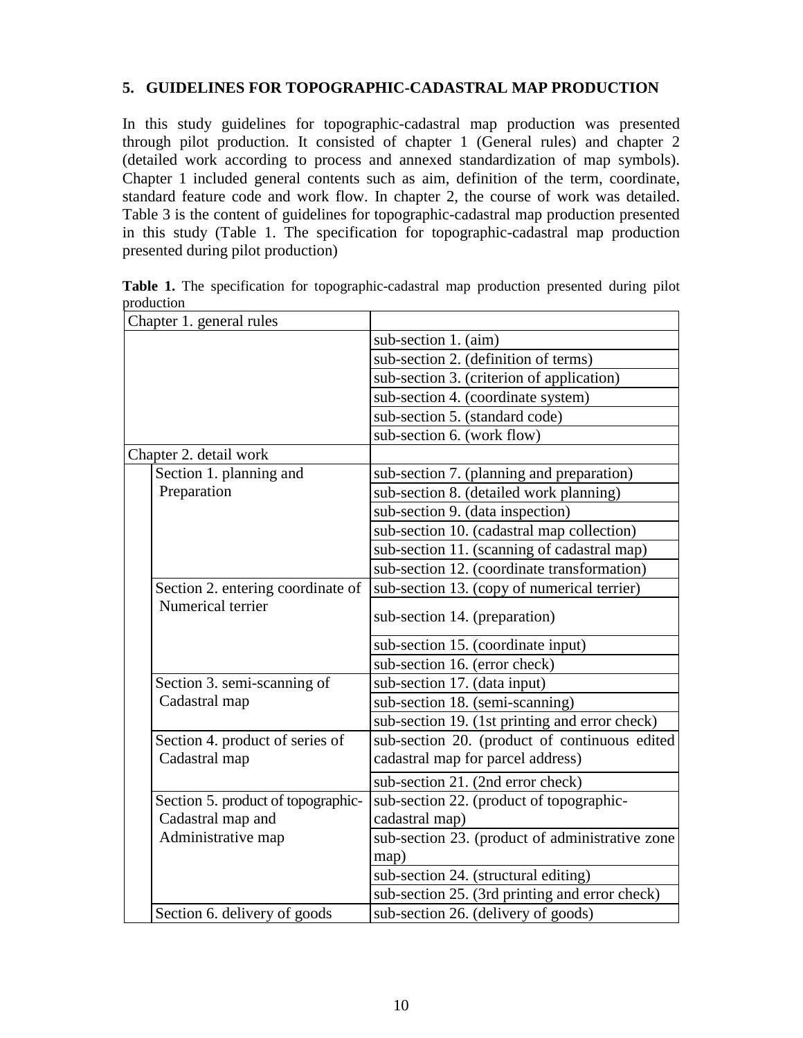## 5. GUIDELINES FOR TOPOGRAPHIC-CADASTRAL MAP PRODUCTION

In this study guidelines for topographic-cadastral map production was presented through pilot production. It consisted of chapter 1 (General rules) and chapter 2 (detailed work according to process and annexed standardization of map symbols). Chapter 1 included general contents such as aim, definition of the term, coordinate, standard feature code and work flow. In chapter 2, the course of work was detailed. Table 3 is the content of guidelines for topographic-cadastral map production presented in this study (Table 1. The specification for topographic-cadastral map production presented during pilot production)

**Table 1.** The specification for topographic-cadastral map production presented during pilot production

| Chapter 1. general rules | | |
|---|---|---|
| | | sub-section 1. (aim) |
| | | sub-section 2. (definition of terms) |
| | | sub-section 3. (criterion of application) |
| | | sub-section 4. (coordinate system) |
| | | sub-section 5. (standard code) |
| | | sub-section 6. (work flow) |
| Chapter 2. detail work | | |
| | Section 1. planning and Preparation | sub-section 7. (planning and preparation) |
| | | sub-section 8. (detailed work planning) |
| | | sub-section 9. (data inspection) |
| | | sub-section 10. (cadastral map collection) |
| | | sub-section 11. (scanning of cadastral map) |
| | | sub-section 12. (coordinate transformation) |
| | Section 2. entering coordinate of Numerical terrier | sub-section 13. (copy of numerical terrier) |
| | | sub-section 14. (preparation) |
| | | sub-section 15. (coordinate input) |
| | | sub-section 16. (error check) |
| | Section 3. semi-scanning of Cadastral map | sub-section 17. (data input) |
| | | sub-section 18. (semi-scanning) |
| | | sub-section 19. (1st printing and error check) |
| | Section 4. product of series of Cadastral map | sub-section 20. (product of continuous edited cadastral map for parcel address) |
| | | sub-section 21. (2nd error check) |
| | Section 5. product of topographic-Cadastral map and Administrative map | sub-section 22. (product of topographic-cadastral map) |
| | | sub-section 23. (product of administrative zone map) |
| | | sub-section 24. (structural editing) |
| | | sub-section 25. (3rd printing and error check) |
| | Section 6. delivery of goods | sub-section 26. (delivery of goods) |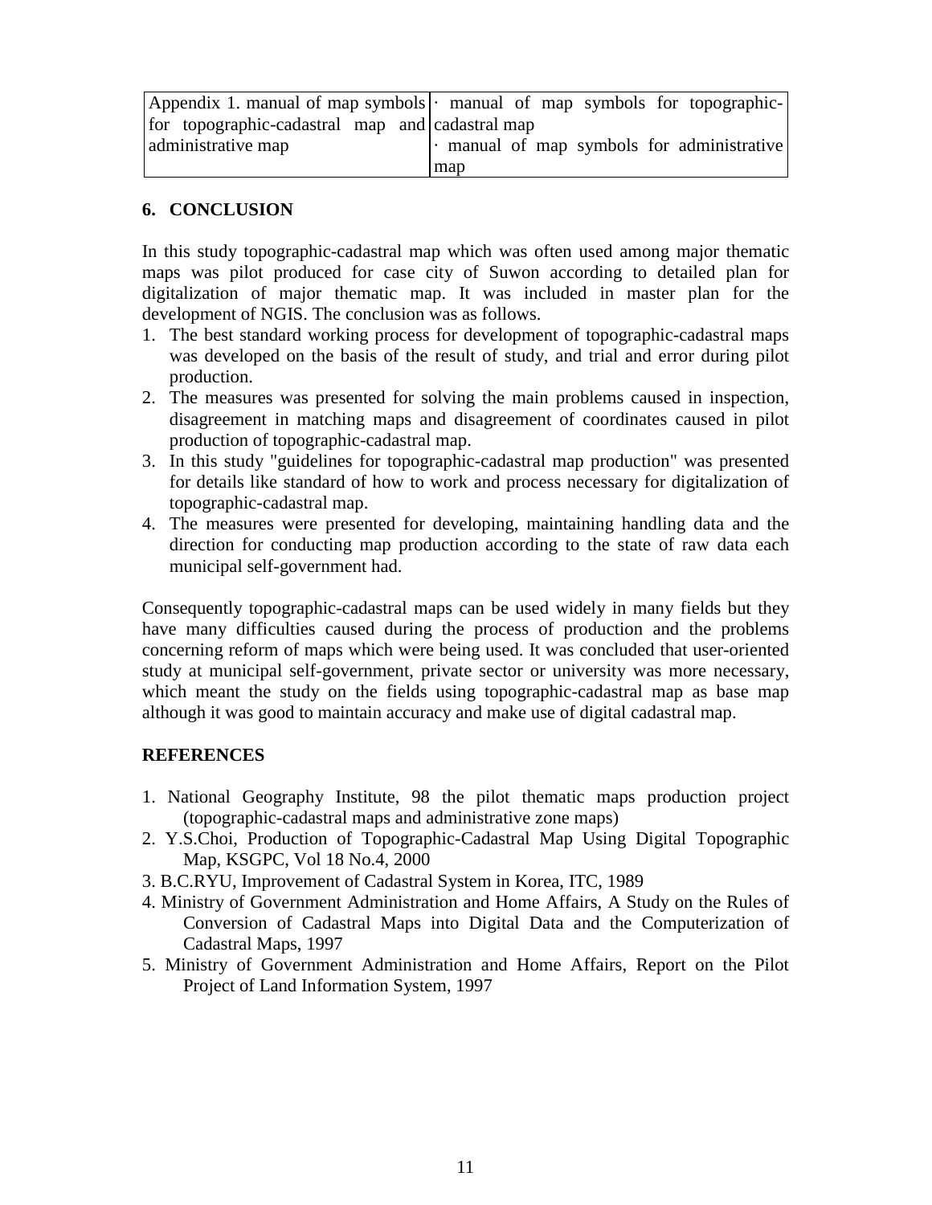| Appendix 1. manual of map symbols for topographic-cadastral map and administrative map | · manual of map symbols for topographic-cadastral map<br>· manual of map symbols for administrative map |
|---|---|

## 6. CONCLUSION

In this study topographic-cadastral map which was often used among major thematic maps was pilot produced for case city of Suwon according to detailed plan for digitalization of major thematic map. It was included in master plan for the development of NGIS. The conclusion was as follows.

1. The best standard working process for development of topographic-cadastral maps was developed on the basis of the result of study, and trial and error during pilot production.
2. The measures was presented for solving the main problems caused in inspection, disagreement in matching maps and disagreement of coordinates caused in pilot production of topographic-cadastral map.
3. In this study "guidelines for topographic-cadastral map production" was presented for details like standard of how to work and process necessary for digitalization of topographic-cadastral map.
4. The measures were presented for developing, maintaining handling data and the direction for conducting map production according to the state of raw data each municipal self-government had.

Consequently topographic-cadastral maps can be used widely in many fields but they have many difficulties caused during the process of production and the problems concerning reform of maps which were being used. It was concluded that user-oriented study at municipal self-government, private sector or university was more necessary, which meant the study on the fields using topographic-cadastral map as base map although it was good to maintain accuracy and make use of digital cadastral map.

## REFERENCES

1. National Geography Institute, 98 the pilot thematic maps production project (topographic-cadastral maps and administrative zone maps)
2. Y.S.Choi, Production of Topographic-Cadastral Map Using Digital Topographic Map, KSGPC, Vol 18 No.4, 2000
3. B.C.RYU, Improvement of Cadastral System in Korea, ITC, 1989
4. Ministry of Government Administration and Home Affairs, A Study on the Rules of Conversion of Cadastral Maps into Digital Data and the Computerization of Cadastral Maps, 1997
5. Ministry of Government Administration and Home Affairs, Report on the Pilot Project of Land Information System, 1997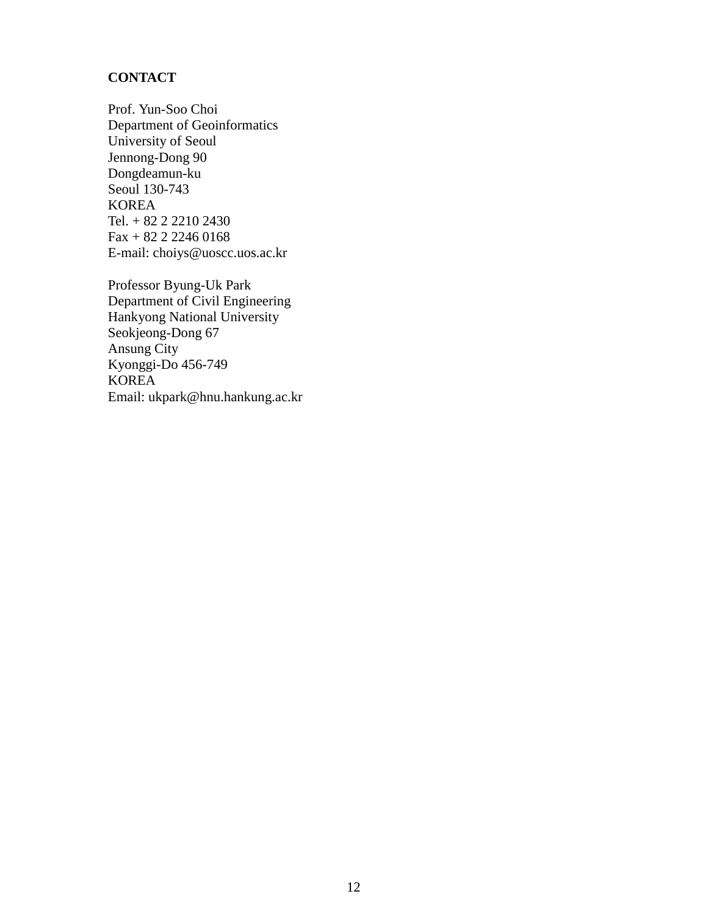**CONTACT**

Prof. Yun-Soo Choi
Department of Geoinformatics
University of Seoul
Jennong-Dong 90
Dongdeamun-ku
Seoul 130-743
KOREA
Tel. + 82 2 2210 2430
Fax + 82 2 2246 0168
E-mail: choiys@uoscc.uos.ac.kr

Professor Byung-Uk Park
Department of Civil Engineering
Hankyong National University
Seokjeong-Dong 67
Ansung City
Kyonggi-Do 456-749
KOREA
Email: ukpark@hnu.hankung.ac.kr